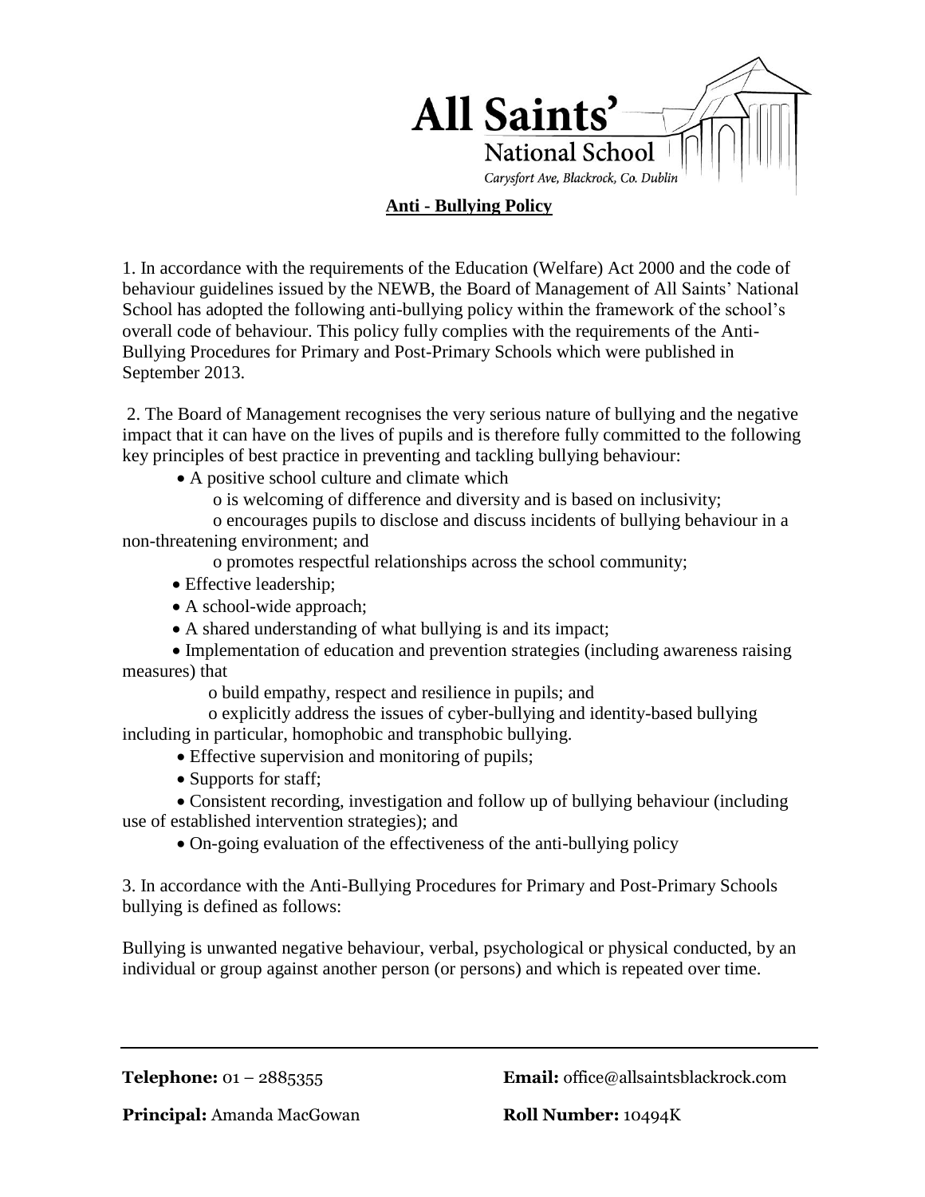# All Saints' National School

*Carysfort Ave, Blackrock, Co. Dublin*

## Anti - Bullying Policy

1. In accordance with the requirements of the Education (Welfare) Act 2000 and the code of behaviour guidelines issued by the NEWB, the Board of Management of All Saints' National School has adopted the following anti-bullying policy within the framework of the school's overall code of behaviour. This policy fully complies with the requirements of the Anti-Bullying Procedures for Primary and Post-Primary Schools which were published in September 2013.

2. The Board of Management recognises the very serious nature of bullying and the negative impact that it can have on the lives of pupils and is therefore fully committed to the following key principles of best practice in preventing and tackling bullying behaviour:

- A positive school culture and climate which
  - is welcoming of difference and diversity and is based on inclusivity;
  - encourages pupils to disclose and discuss incidents of bullying behaviour in a non-threatening environment; and
  - promotes respectful relationships across the school community;
- Effective leadership;
- A school-wide approach;
- A shared understanding of what bullying is and its impact;
- Implementation of education and prevention strategies (including awareness raising measures) that
  - build empathy, respect and resilience in pupils; and
  - explicitly address the issues of cyber-bullying and identity-based bullying including in particular, homophobic and transphobic bullying.
- Effective supervision and monitoring of pupils;
- Supports for staff;
- Consistent recording, investigation and follow up of bullying behaviour (including use of established intervention strategies); and
- On-going evaluation of the effectiveness of the anti-bullying policy

3. In accordance with the Anti-Bullying Procedures for Primary and Post-Primary Schools bullying is defined as follows:

Bullying is unwanted negative behaviour, verbal, psychological or physical conducted, by an individual or group against another person (or persons) and which is repeated over time.

**Telephone:** 01 – 2885355 **Email:** office@allsaintsblackrock.com

**Principal:** Amanda MacGowan **Roll Number:** 10494K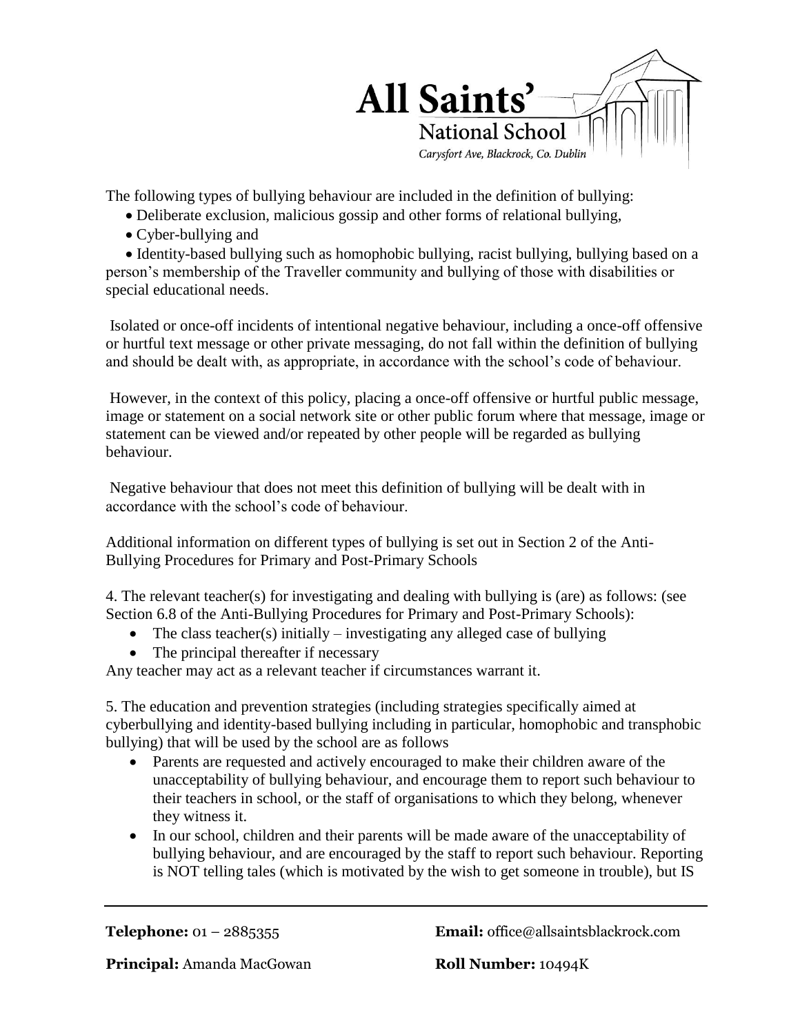The following types of bullying behaviour are included in the definition of bullying:

- Deliberate exclusion, malicious gossip and other forms of relational bullying,
- Cyber-bullying and
- Identity-based bullying such as homophobic bullying, racist bullying, bullying based on a person's membership of the Traveller community and bullying of those with disabilities or special educational needs.

Isolated or once-off incidents of intentional negative behaviour, including a once-off offensive or hurtful text message or other private messaging, do not fall within the definition of bullying and should be dealt with, as appropriate, in accordance with the school's code of behaviour.

However, in the context of this policy, placing a once-off offensive or hurtful public message, image or statement on a social network site or other public forum where that message, image or statement can be viewed and/or repeated by other people will be regarded as bullying behaviour.

Negative behaviour that does not meet this definition of bullying will be dealt with in accordance with the school's code of behaviour.

Additional information on different types of bullying is set out in Section 2 of the Anti-Bullying Procedures for Primary and Post-Primary Schools

4. The relevant teacher(s) for investigating and dealing with bullying is (are) as follows: (see Section 6.8 of the Anti-Bullying Procedures for Primary and Post-Primary Schools):

- The class teacher(s) initially – investigating any alleged case of bullying
- The principal thereafter if necessary

Any teacher may act as a relevant teacher if circumstances warrant it.

5. The education and prevention strategies (including strategies specifically aimed at cyberbullying and identity-based bullying including in particular, homophobic and transphobic bullying) that will be used by the school are as follows

- Parents are requested and actively encouraged to make their children aware of the unacceptability of bullying behaviour, and encourage them to report such behaviour to their teachers in school, or the staff of organisations to which they belong, whenever they witness it.
- In our school, children and their parents will be made aware of the unacceptability of bullying behaviour, and are encouraged by the staff to report such behaviour. Reporting is NOT telling tales (which is motivated by the wish to get someone in trouble), but IS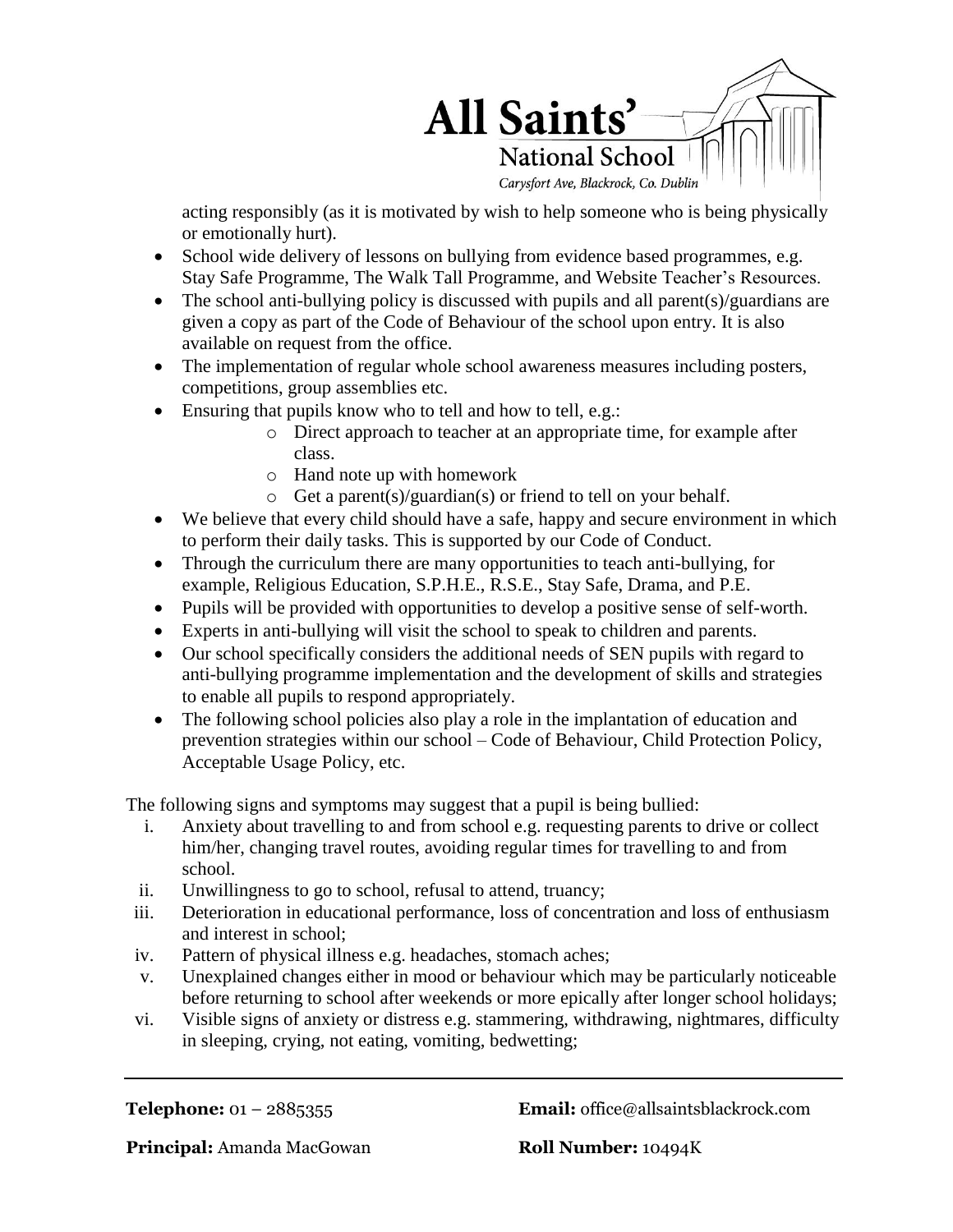acting responsibly (as it is motivated by wish to help someone who is being physically or emotionally hurt).

- School wide delivery of lessons on bullying from evidence based programmes, e.g. Stay Safe Programme, The Walk Tall Programme, and Website Teacher's Resources.
- The school anti-bullying policy is discussed with pupils and all parent(s)/guardians are given a copy as part of the Code of Behaviour of the school upon entry. It is also available on request from the office.
- The implementation of regular whole school awareness measures including posters, competitions, group assemblies etc.
- Ensuring that pupils know who to tell and how to tell, e.g.:
  - Direct approach to teacher at an appropriate time, for example after class.
  - Hand note up with homework
  - Get a parent(s)/guardian(s) or friend to tell on your behalf.
- We believe that every child should have a safe, happy and secure environment in which to perform their daily tasks. This is supported by our Code of Conduct.
- Through the curriculum there are many opportunities to teach anti-bullying, for example, Religious Education, S.P.H.E., R.S.E., Stay Safe, Drama, and P.E.
- Pupils will be provided with opportunities to develop a positive sense of self-worth.
- Experts in anti-bullying will visit the school to speak to children and parents.
- Our school specifically considers the additional needs of SEN pupils with regard to anti-bullying programme implementation and the development of skills and strategies to enable all pupils to respond appropriately.
- The following school policies also play a role in the implantation of education and prevention strategies within our school – Code of Behaviour, Child Protection Policy, Acceptable Usage Policy, etc.

The following signs and symptoms may suggest that a pupil is being bullied:

i. Anxiety about travelling to and from school e.g. requesting parents to drive or collect him/her, changing travel routes, avoiding regular times for travelling to and from school.
ii. Unwillingness to go to school, refusal to attend, truancy;
iii. Deterioration in educational performance, loss of concentration and loss of enthusiasm and interest in school;
iv. Pattern of physical illness e.g. headaches, stomach aches;
v. Unexplained changes either in mood or behaviour which may be particularly noticeable before returning to school after weekends or more epically after longer school holidays;
vi. Visible signs of anxiety or distress e.g. stammering, withdrawing, nightmares, difficulty in sleeping, crying, not eating, vomiting, bedwetting;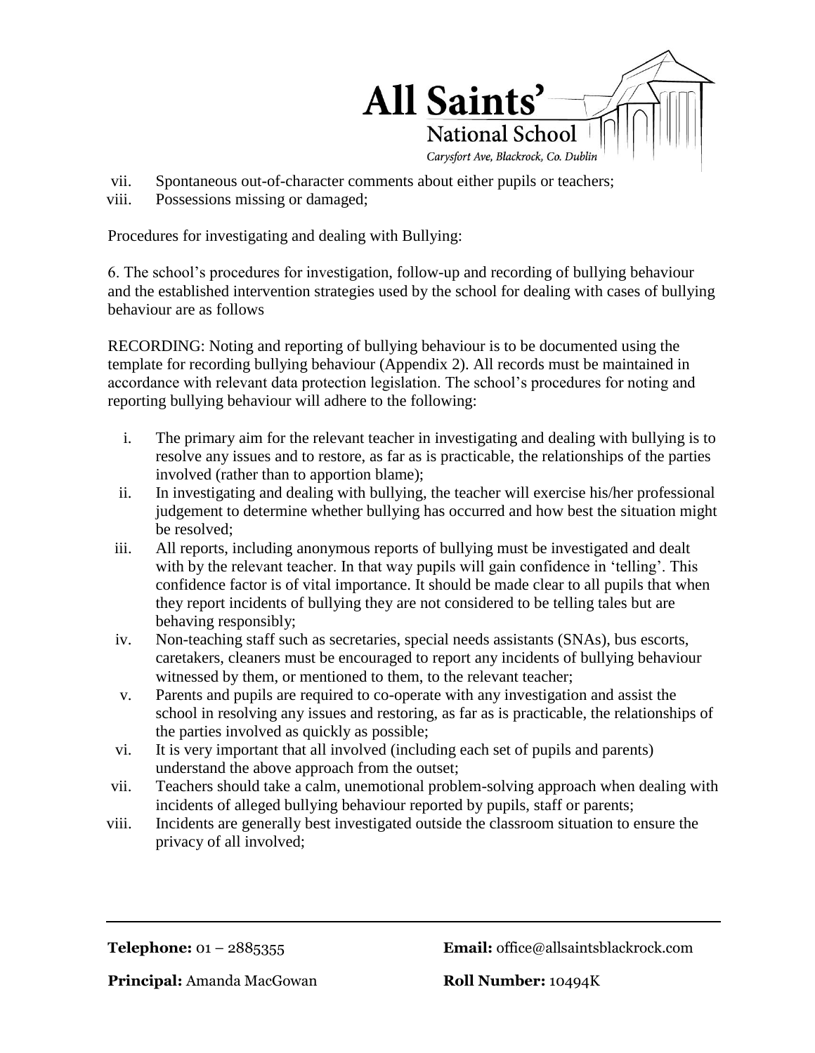vii. Spontaneous out-of-character comments about either pupils or teachers;
viii. Possessions missing or damaged;

Procedures for investigating and dealing with Bullying:

6. The school's procedures for investigation, follow-up and recording of bullying behaviour and the established intervention strategies used by the school for dealing with cases of bullying behaviour are as follows

RECORDING: Noting and reporting of bullying behaviour is to be documented using the template for recording bullying behaviour (Appendix 2). All records must be maintained in accordance with relevant data protection legislation. The school's procedures for noting and reporting bullying behaviour will adhere to the following:

i. The primary aim for the relevant teacher in investigating and dealing with bullying is to resolve any issues and to restore, as far as is practicable, the relationships of the parties involved (rather than to apportion blame);
ii. In investigating and dealing with bullying, the teacher will exercise his/her professional judgement to determine whether bullying has occurred and how best the situation might be resolved;
iii. All reports, including anonymous reports of bullying must be investigated and dealt with by the relevant teacher. In that way pupils will gain confidence in 'telling'. This confidence factor is of vital importance. It should be made clear to all pupils that when they report incidents of bullying they are not considered to be telling tales but are behaving responsibly;
iv. Non-teaching staff such as secretaries, special needs assistants (SNAs), bus escorts, caretakers, cleaners must be encouraged to report any incidents of bullying behaviour witnessed by them, or mentioned to them, to the relevant teacher;
v. Parents and pupils are required to co-operate with any investigation and assist the school in resolving any issues and restoring, as far as is practicable, the relationships of the parties involved as quickly as possible;
vi. It is very important that all involved (including each set of pupils and parents) understand the above approach from the outset;
vii. Teachers should take a calm, unemotional problem-solving approach when dealing with incidents of alleged bullying behaviour reported by pupils, staff or parents;
viii. Incidents are generally best investigated outside the classroom situation to ensure the privacy of all involved;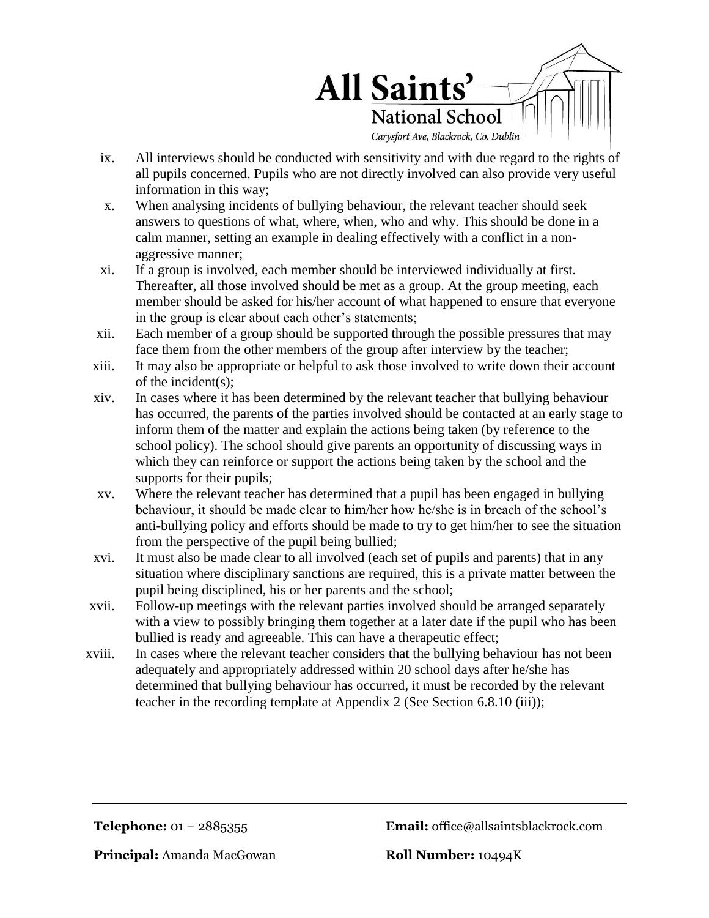ix. All interviews should be conducted with sensitivity and with due regard to the rights of all pupils concerned. Pupils who are not directly involved can also provide very useful information in this way;

x. When analysing incidents of bullying behaviour, the relevant teacher should seek answers to questions of what, where, when, who and why. This should be done in a calm manner, setting an example in dealing effectively with a conflict in a non-aggressive manner;

xi. If a group is involved, each member should be interviewed individually at first. Thereafter, all those involved should be met as a group. At the group meeting, each member should be asked for his/her account of what happened to ensure that everyone in the group is clear about each other's statements;

xii. Each member of a group should be supported through the possible pressures that may face them from the other members of the group after interview by the teacher;

xiii. It may also be appropriate or helpful to ask those involved to write down their account of the incident(s);

xiv. In cases where it has been determined by the relevant teacher that bullying behaviour has occurred, the parents of the parties involved should be contacted at an early stage to inform them of the matter and explain the actions being taken (by reference to the school policy). The school should give parents an opportunity of discussing ways in which they can reinforce or support the actions being taken by the school and the supports for their pupils;

xv. Where the relevant teacher has determined that a pupil has been engaged in bullying behaviour, it should be made clear to him/her how he/she is in breach of the school's anti-bullying policy and efforts should be made to try to get him/her to see the situation from the perspective of the pupil being bullied;

xvi. It must also be made clear to all involved (each set of pupils and parents) that in any situation where disciplinary sanctions are required, this is a private matter between the pupil being disciplined, his or her parents and the school;

xvii. Follow-up meetings with the relevant parties involved should be arranged separately with a view to possibly bringing them together at a later date if the pupil who has been bullied is ready and agreeable. This can have a therapeutic effect;

xviii. In cases where the relevant teacher considers that the bullying behaviour has not been adequately and appropriately addressed within 20 school days after he/she has determined that bullying behaviour has occurred, it must be recorded by the relevant teacher in the recording template at Appendix 2 (See Section 6.8.10 (iii));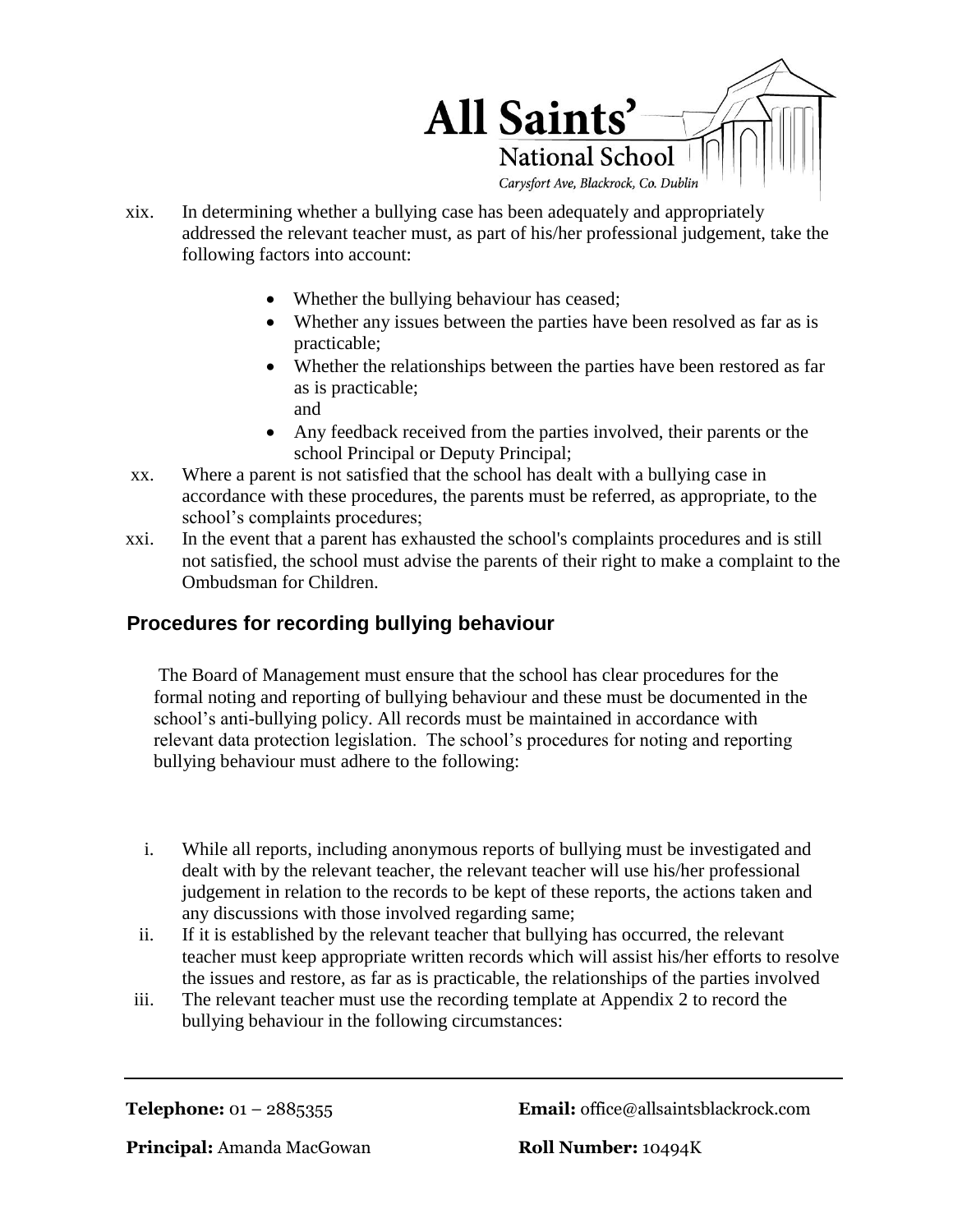xix. In determining whether a bullying case has been adequately and appropriately addressed the relevant teacher must, as part of his/her professional judgement, take the following factors into account:

- Whether the bullying behaviour has ceased;
- Whether any issues between the parties have been resolved as far as is practicable;
- Whether the relationships between the parties have been restored as far as is practicable;
  and
- Any feedback received from the parties involved, their parents or the school Principal or Deputy Principal;

xx. Where a parent is not satisfied that the school has dealt with a bullying case in accordance with these procedures, the parents must be referred, as appropriate, to the school's complaints procedures;

xxi. In the event that a parent has exhausted the school's complaints procedures and is still not satisfied, the school must advise the parents of their right to make a complaint to the Ombudsman for Children.

## Procedures for recording bullying behaviour

The Board of Management must ensure that the school has clear procedures for the formal noting and reporting of bullying behaviour and these must be documented in the school's anti-bullying policy. All records must be maintained in accordance with relevant data protection legislation. The school's procedures for noting and reporting bullying behaviour must adhere to the following:

i. While all reports, including anonymous reports of bullying must be investigated and dealt with by the relevant teacher, the relevant teacher will use his/her professional judgement in relation to the records to be kept of these reports, the actions taken and any discussions with those involved regarding same;

ii. If it is established by the relevant teacher that bullying has occurred, the relevant teacher must keep appropriate written records which will assist his/her efforts to resolve the issues and restore, as far as is practicable, the relationships of the parties involved

iii. The relevant teacher must use the recording template at Appendix 2 to record the bullying behaviour in the following circumstances: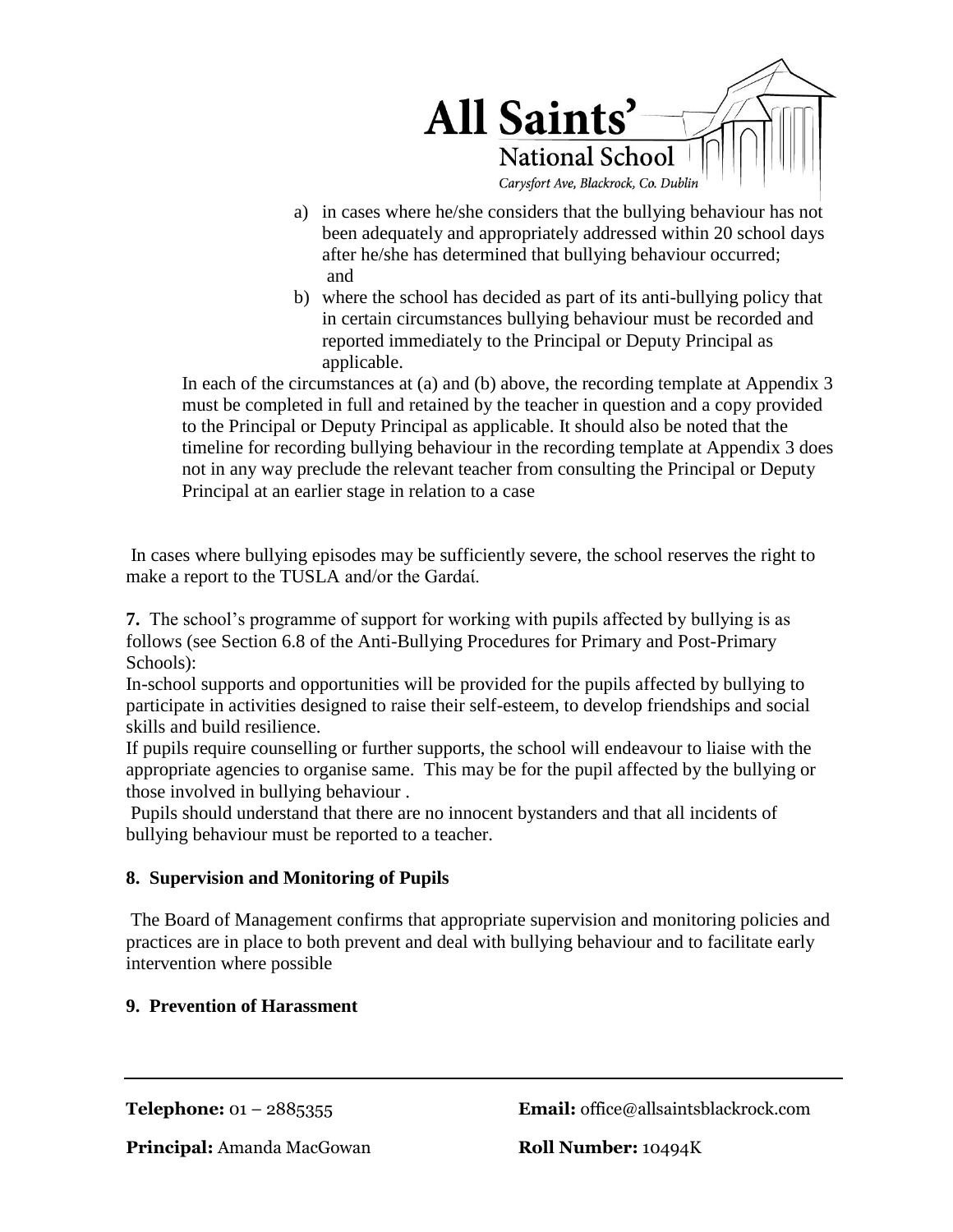a) in cases where he/she considers that the bullying behaviour has not been adequately and appropriately addressed within 20 school days after he/she has determined that bullying behaviour occurred; and
b) where the school has decided as part of its anti-bullying policy that in certain circumstances bullying behaviour must be recorded and reported immediately to the Principal or Deputy Principal as applicable.

In each of the circumstances at (a) and (b) above, the recording template at Appendix 3 must be completed in full and retained by the teacher in question and a copy provided to the Principal or Deputy Principal as applicable. It should also be noted that the timeline for recording bullying behaviour in the recording template at Appendix 3 does not in any way preclude the relevant teacher from consulting the Principal or Deputy Principal at an earlier stage in relation to a case

In cases where bullying episodes may be sufficiently severe, the school reserves the right to make a report to the TUSLA and/or the Gardaí.

**7.** The school's programme of support for working with pupils affected by bullying is as follows (see Section 6.8 of the Anti-Bullying Procedures for Primary and Post-Primary Schools):

In-school supports and opportunities will be provided for the pupils affected by bullying to participate in activities designed to raise their self-esteem, to develop friendships and social skills and build resilience.

If pupils require counselling or further supports, the school will endeavour to liaise with the appropriate agencies to organise same. This may be for the pupil affected by the bullying or those involved in bullying behaviour .

Pupils should understand that there are no innocent bystanders and that all incidents of bullying behaviour must be reported to a teacher.

**8. Supervision and Monitoring of Pupils**

The Board of Management confirms that appropriate supervision and monitoring policies and practices are in place to both prevent and deal with bullying behaviour and to facilitate early intervention where possible

**9. Prevention of Harassment**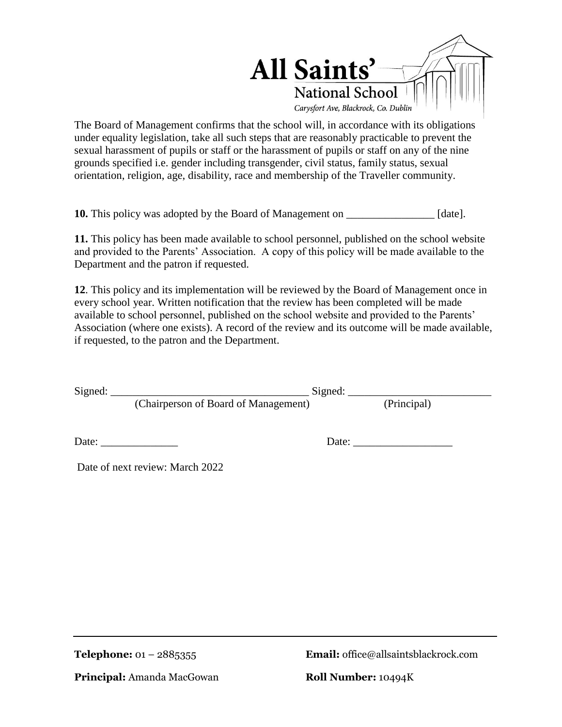The Board of Management confirms that the school will, in accordance with its obligations under equality legislation, take all such steps that are reasonably practicable to prevent the sexual harassment of pupils or staff or the harassment of pupils or staff on any of the nine grounds specified i.e. gender including transgender, civil status, family status, sexual orientation, religion, age, disability, race and membership of the Traveller community.

**10.** This policy was adopted by the Board of Management on ________________ [date].

**11.** This policy has been made available to school personnel, published on the school website and provided to the Parents' Association. A copy of this policy will be made available to the Department and the patron if requested.

**12**. This policy and its implementation will be reviewed by the Board of Management once in every school year. Written notification that the review has been completed will be made available to school personnel, published on the school website and provided to the Parents' Association (where one exists). A record of the review and its outcome will be made available, if requested, to the patron and the Department.

Signed: ____________________________________ Signed: __________________________
(Chairperson of Board of Management) (Principal)

Date: ______________ Date: __________________

Date of next review: March 2022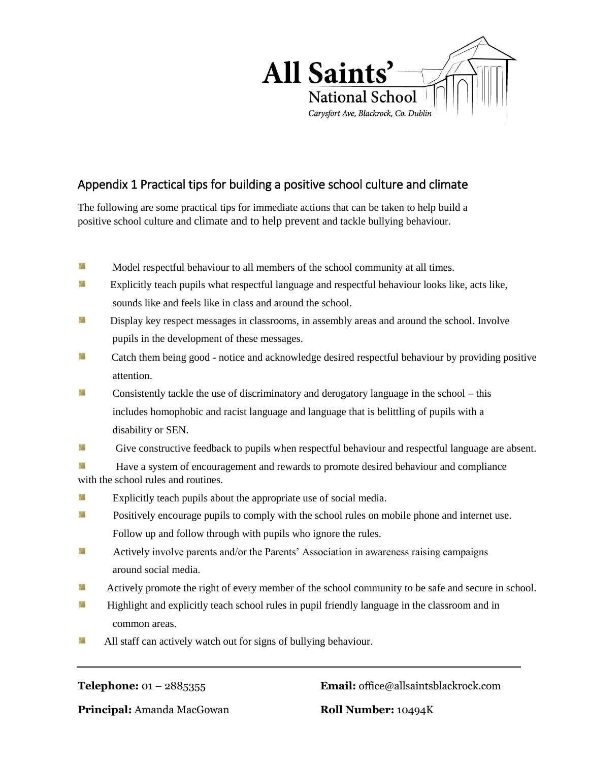## Appendix 1 Practical tips for building a positive school culture and climate

The following are some practical tips for immediate actions that can be taken to help build a positive school culture and climate and to help prevent and tackle bullying behaviour.

- Model respectful behaviour to all members of the school community at all times.
- Explicitly teach pupils what respectful language and respectful behaviour looks like, acts like, sounds like and feels like in class and around the school.
- Display key respect messages in classrooms, in assembly areas and around the school. Involve pupils in the development of these messages.
- Catch them being good - notice and acknowledge desired respectful behaviour by providing positive attention.
- Consistently tackle the use of discriminatory and derogatory language in the school – this includes homophobic and racist language and language that is belittling of pupils with a disability or SEN.
- Give constructive feedback to pupils when respectful behaviour and respectful language are absent.
- Have a system of encouragement and rewards to promote desired behaviour and compliance with the school rules and routines.
- Explicitly teach pupils about the appropriate use of social media.
- Positively encourage pupils to comply with the school rules on mobile phone and internet use. Follow up and follow through with pupils who ignore the rules.
- Actively involve parents and/or the Parents' Association in awareness raising campaigns around social media.
- Actively promote the right of every member of the school community to be safe and secure in school.
- Highlight and explicitly teach school rules in pupil friendly language in the classroom and in common areas.
- All staff can actively watch out for signs of bullying behaviour.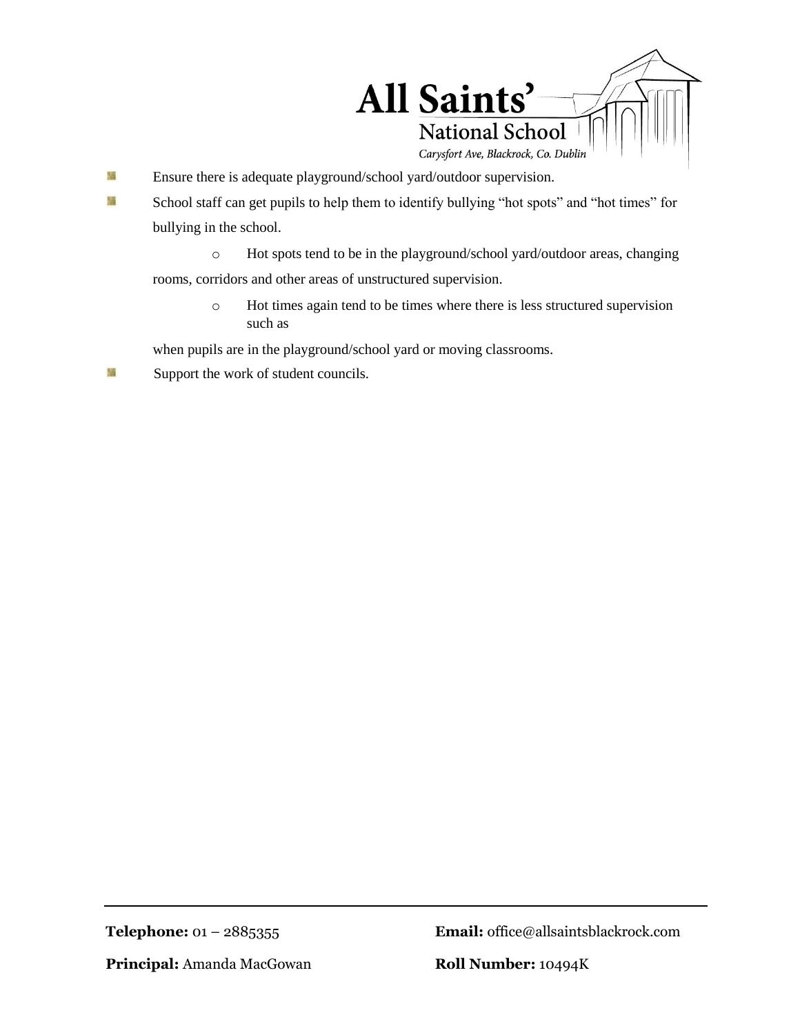- Ensure there is adequate playground/school yard/outdoor supervision.
- School staff can get pupils to help them to identify bullying "hot spots" and "hot times" for bullying in the school.
    - Hot spots tend to be in the playground/school yard/outdoor areas, changing rooms, corridors and other areas of unstructured supervision.
    - Hot times again tend to be times where there is less structured supervision such as when pupils are in the playground/school yard or moving classrooms.
- Support the work of student councils.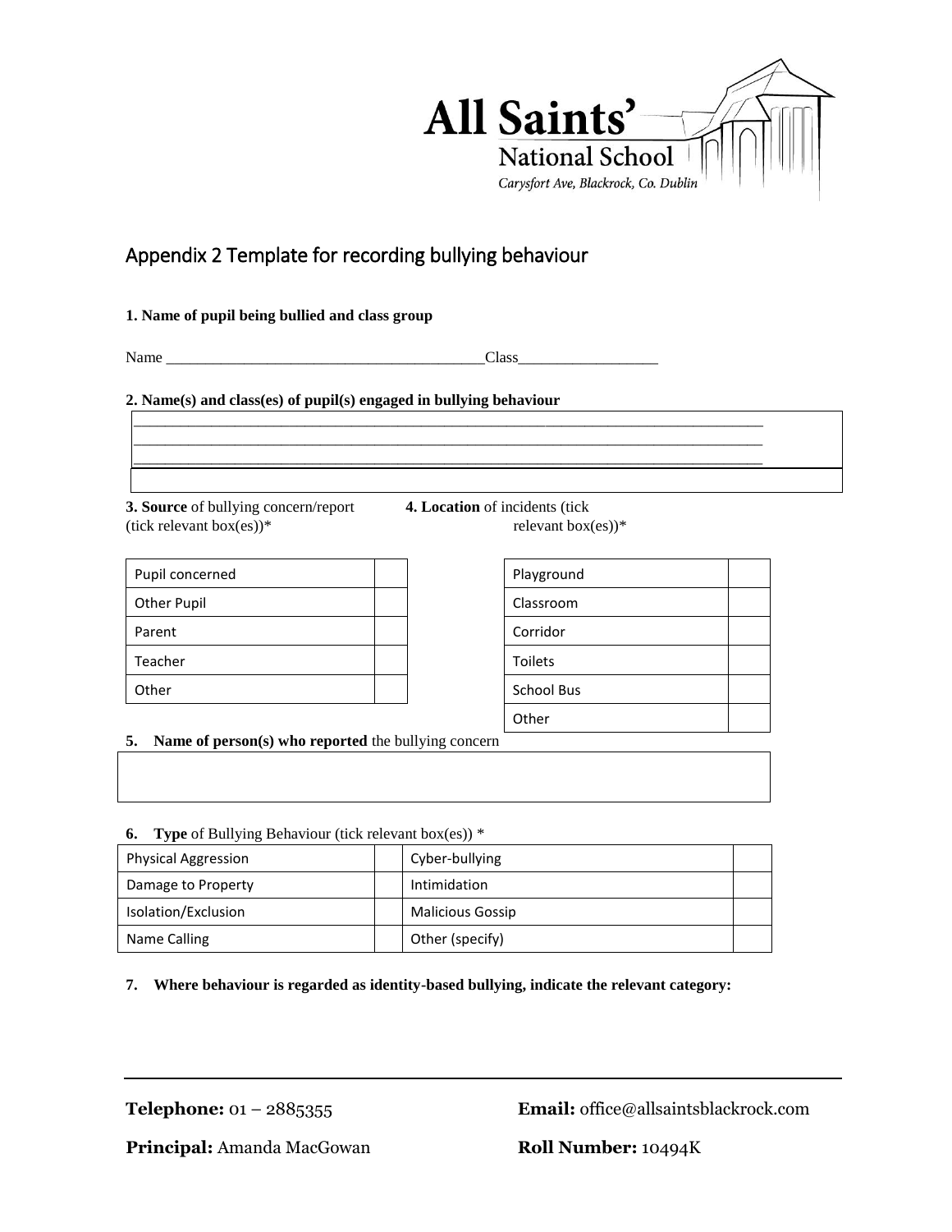All Saints' National School
Carysfort Ave, Blackrock, Co. Dublin

## Appendix 2 Template for recording bullying behaviour

**1. Name of pupil being bullied and class group**

Name ________________________________________Class__________________

**2. Name(s) and class(es) of pupil(s) engaged in bullying behaviour**

_______________________________________________________________________________
_______________________________________________________________________________
_______________________________________________________________________________

**3. Source** of bullying concern/report (tick relevant box(es))*

| Pupil concerned | |
|---|---|
| Other Pupil | |
| Parent | |
| Teacher | |
| Other | |

**4. Location** of incidents (tick relevant box(es))*

| Playground | |
|---|---|
| Classroom | |
| Corridor | |
| Toilets | |
| School Bus | |
| Other | |

**5. Name of person(s) who reported** the bullying concern

**6. Type** of Bullying Behaviour (tick relevant box(es)) *

| Physical Aggression | | Cyber-bullying | |
|---|---|---|---|
| Damage to Property | | Intimidation | |
| Isolation/Exclusion | | Malicious Gossip | |
| Name Calling | | Other (specify) | |

**7. Where behaviour is regarded as identity-based bullying, indicate the relevant category:**

**Telephone:** 01 – 2885355

**Email:** office@allsaintsblackrock.com

**Principal:** Amanda MacGowan

**Roll Number:** 10494K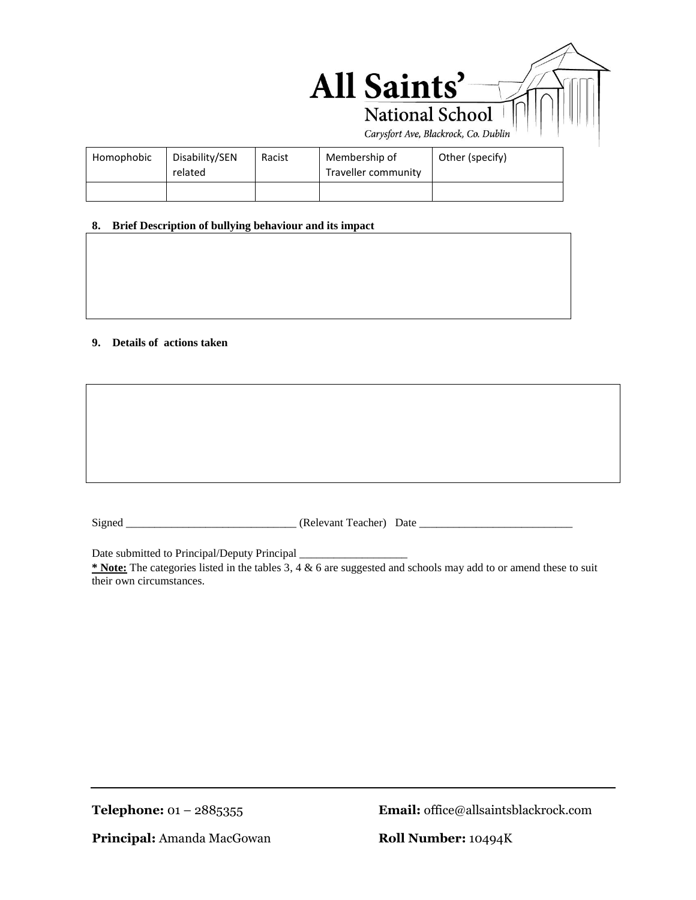| Homophobic | Disability/SEN related | Racist | Membership of Traveller community | Other (specify) |
|---|---|---|---|---|
| | | | | |

**8. Brief Description of bullying behaviour and its impact**

| |
|---|
| |

**9. Details of actions taken**

| |
|---|
| |

Signed ______________________________ (Relevant Teacher) Date ___________________________

Date submitted to Principal/Deputy Principal ___________________

**<u>* Note:</u>** The categories listed in the tables 3, 4 & 6 are suggested and schools may add to or amend these to suit their own circumstances.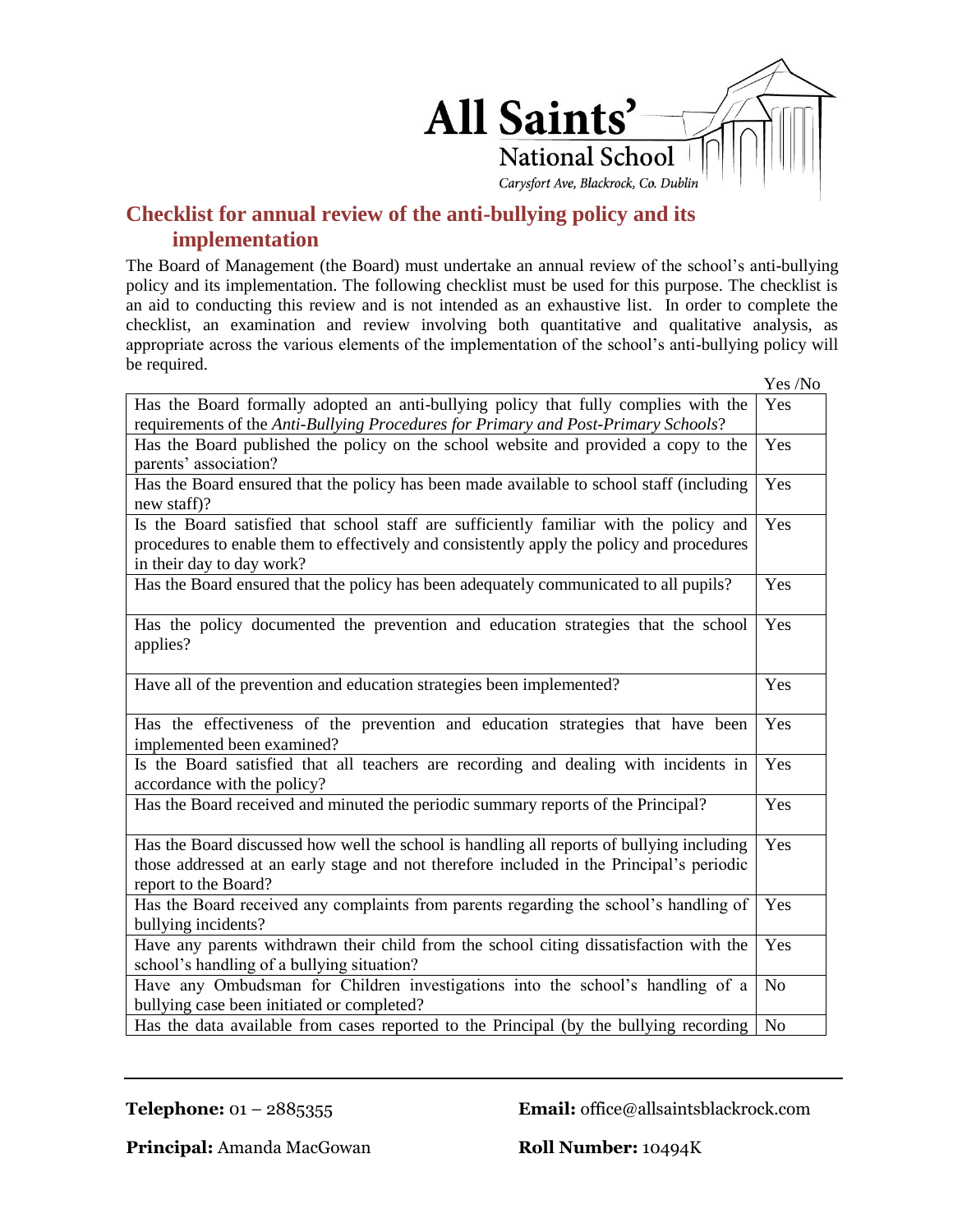## Checklist for annual review of the anti-bullying policy and its implementation

The Board of Management (the Board) must undertake an annual review of the school's anti-bullying policy and its implementation. The following checklist must be used for this purpose. The checklist is an aid to conducting this review and is not intended as an exhaustive list. In order to complete the checklist, an examination and review involving both quantitative and qualitative analysis, as appropriate across the various elements of the implementation of the school's anti-bullying policy will be required.

| | Yes /No |
|---|---|
| Has the Board formally adopted an anti-bullying policy that fully complies with the requirements of the *Anti-Bullying Procedures for Primary and Post-Primary Schools*? | Yes |
| Has the Board published the policy on the school website and provided a copy to the parents' association? | Yes |
| Has the Board ensured that the policy has been made available to school staff (including new staff)? | Yes |
| Is the Board satisfied that school staff are sufficiently familiar with the policy and procedures to enable them to effectively and consistently apply the policy and procedures in their day to day work? | Yes |
| Has the Board ensured that the policy has been adequately communicated to all pupils? | Yes |
| Has the policy documented the prevention and education strategies that the school applies? | Yes |
| Have all of the prevention and education strategies been implemented? | Yes |
| Has the effectiveness of the prevention and education strategies that have been implemented been examined? | Yes |
| Is the Board satisfied that all teachers are recording and dealing with incidents in accordance with the policy? | Yes |
| Has the Board received and minuted the periodic summary reports of the Principal? | Yes |
| Has the Board discussed how well the school is handling all reports of bullying including those addressed at an early stage and not therefore included in the Principal's periodic report to the Board? | Yes |
| Has the Board received any complaints from parents regarding the school's handling of bullying incidents? | Yes |
| Have any parents withdrawn their child from the school citing dissatisfaction with the school's handling of a bullying situation? | Yes |
| Have any Ombudsman for Children investigations into the school's handling of a bullying case been initiated or completed? | No |
| Has the data available from cases reported to the Principal (by the bullying recording | No |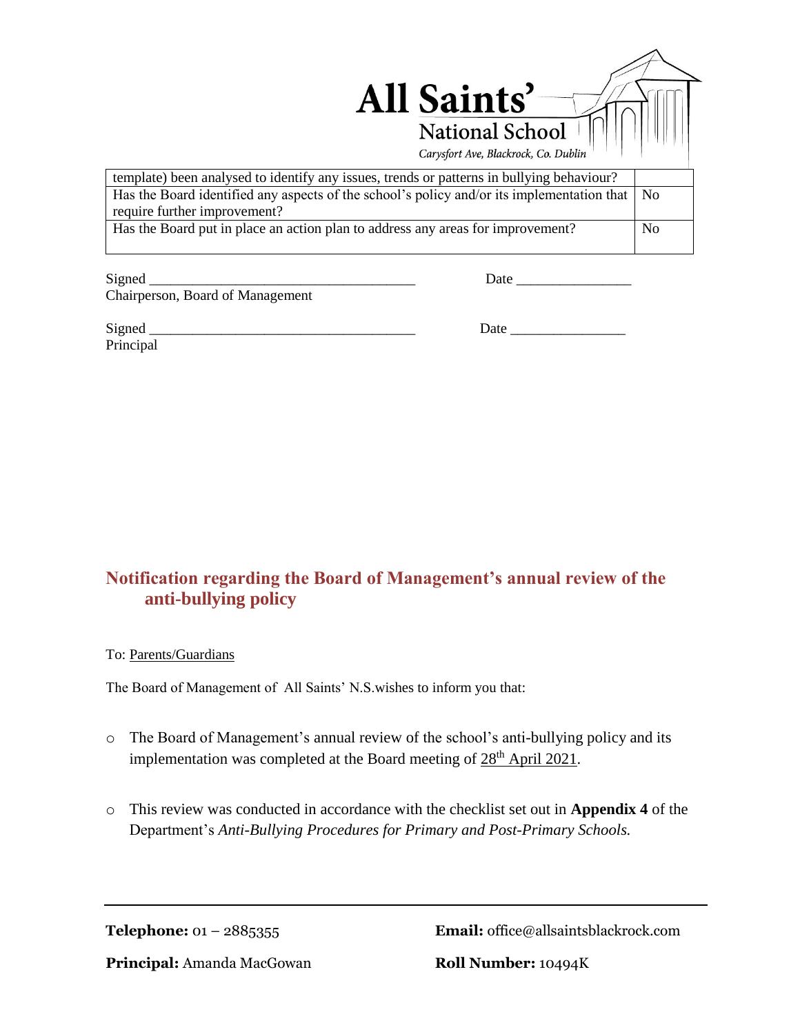| | |
|---|---|
| template) been analysed to identify any issues, trends or patterns in bullying behaviour? | |
| Has the Board identified any aspects of the school's policy and/or its implementation that require further improvement? | No |
| Has the Board put in place an action plan to address any areas for improvement? | No |

Signed ____________________________________ Date _______________
Chairperson, Board of Management

Signed ____________________________________ Date _______________
Principal

## Notification regarding the Board of Management's annual review of the anti-bullying policy

To: Parents/Guardians

The Board of Management of All Saints' N.S.wishes to inform you that:

- The Board of Management's annual review of the school's anti-bullying policy and its implementation was completed at the Board meeting of 28th April 2021.
- This review was conducted in accordance with the checklist set out in **Appendix 4** of the Department's *Anti-Bullying Procedures for Primary and Post-Primary Schools.*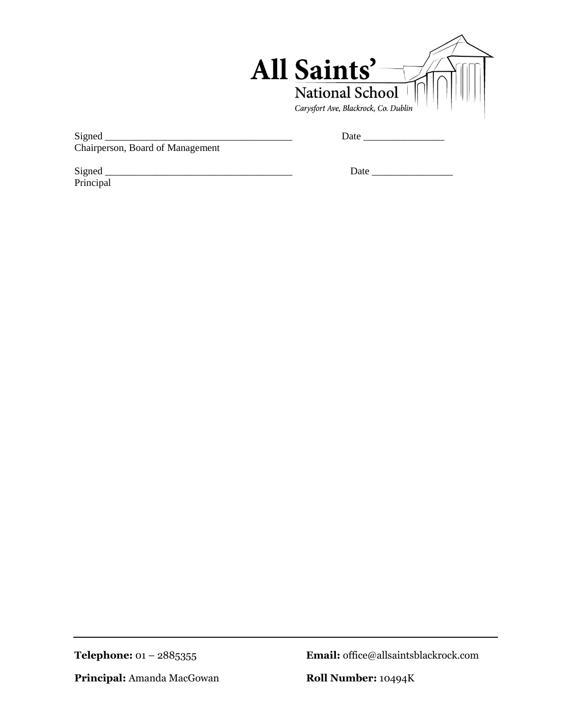Signed ___________________________________ Date _______________
Chairperson, Board of Management

Signed ___________________________________ Date _______________
Principal